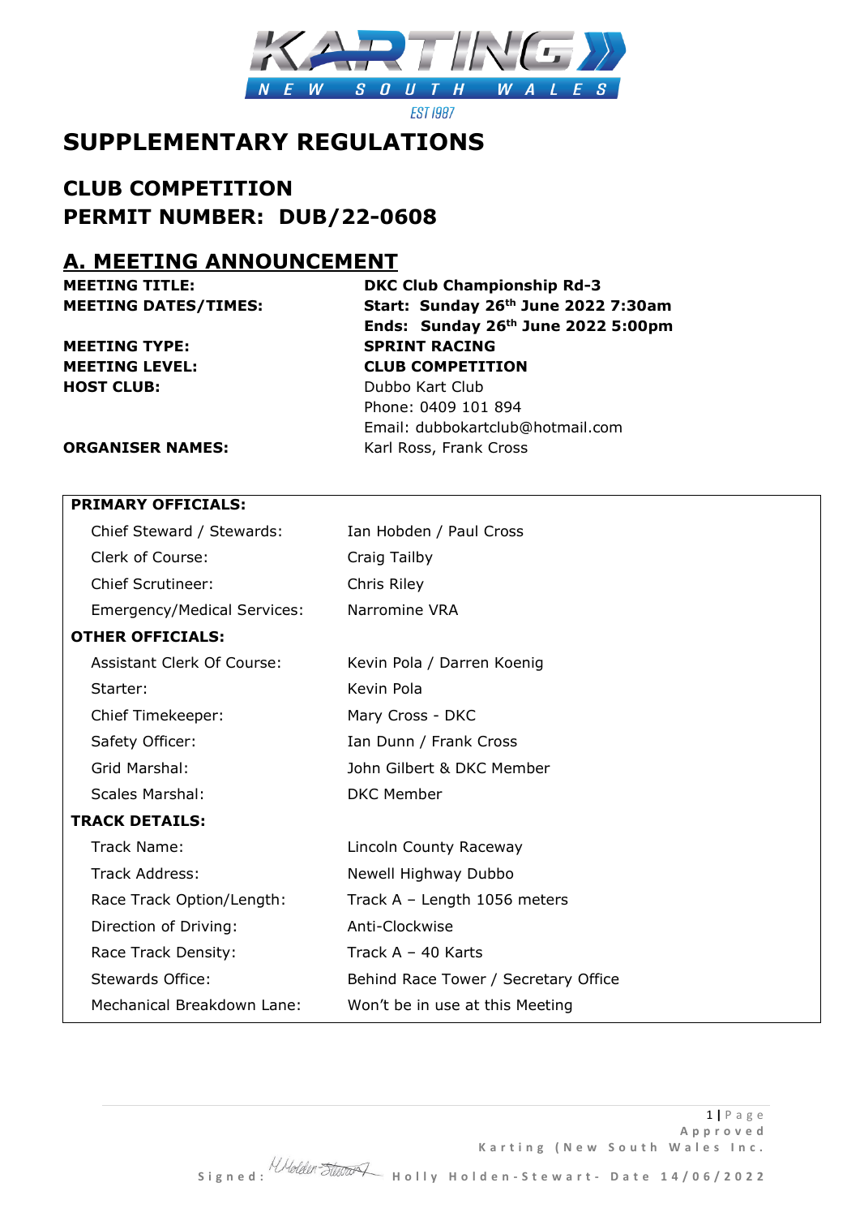# SUPPLEMENTARY REGULATIONS

## CLUB COMPETITION
## PERMIT NUMBER: DUB/22-0608

## A. MEETING ANNOUNCEMENT

| | |
|---|---|
| **MEETING TITLE:** | **DKC Club Championship Rd-3** |
| **MEETING DATES/TIMES:** | **Start: Sunday 26th June 2022 7:30am** |
| | **Ends: Sunday 26th June 2022 5:00pm** |
| **MEETING TYPE:** | **SPRINT RACING** |
| **MEETING LEVEL:** | **CLUB COMPETITION** |
| **HOST CLUB:** | Dubbo Kart Club<br>Phone: 0409 101 894<br>Email: dubbokartclub@hotmail.com |
| **ORGANISER NAMES:** | Karl Ross, Frank Cross |

| **PRIMARY OFFICIALS:** | |
|---|---|
| Chief Steward / Stewards: | Ian Hobden / Paul Cross |
| Clerk of Course: | Craig Tailby |
| Chief Scrutineer: | Chris Riley |
| Emergency/Medical Services: | Narromine VRA |
| **OTHER OFFICIALS:** | |
| Assistant Clerk Of Course: | Kevin Pola / Darren Koenig |
| Starter: | Kevin Pola |
| Chief Timekeeper: | Mary Cross - DKC |
| Safety Officer: | Ian Dunn / Frank Cross |
| Grid Marshal: | John Gilbert & DKC Member |
| Scales Marshal: | DKC Member |
| **TRACK DETAILS:** | |
| Track Name: | Lincoln County Raceway |
| Track Address: | Newell Highway Dubbo |
| Race Track Option/Length: | Track A – Length 1056 meters |
| Direction of Driving: | Anti-Clockwise |
| Race Track Density: | Track A – 40 Karts |
| Stewards Office: | Behind Race Tower / Secretary Office |
| Mechanical Breakdown Lane: | Won't be in use at this Meeting |

Approved Karting (New South Wales Inc.
Signed: Holly Holden-Stewart- Date 14/06/2022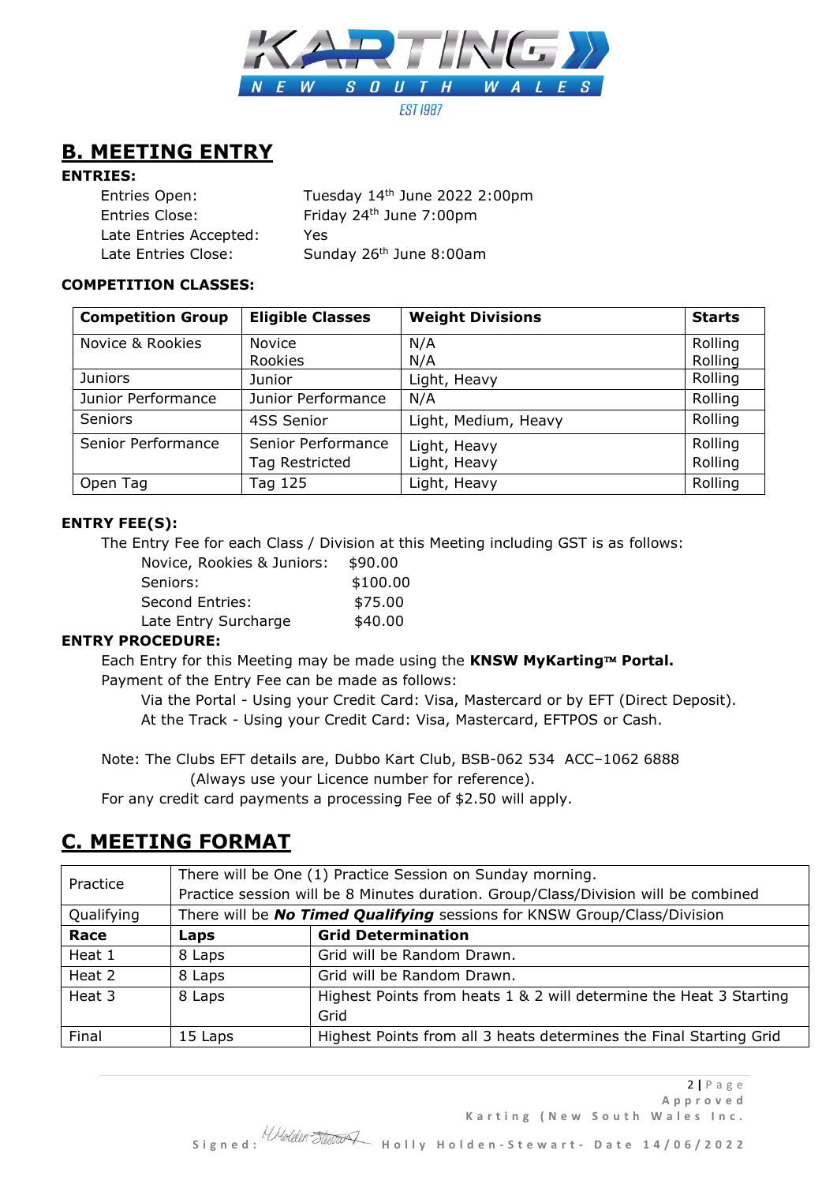## B. MEETING ENTRY

**ENTRIES:**

Entries Open: Tuesday 14th June 2022 2:00pm
Entries Close: Friday 24th June 7:00pm
Late Entries Accepted: Yes
Late Entries Close: Sunday 26th June 8:00am

**COMPETITION CLASSES:**

| Competition Group | Eligible Classes | Weight Divisions | Starts |
|---|---|---|---|
| Novice & Rookies | Novice<br>Rookies | N/A<br>N/A | Rolling<br>Rolling |
| Juniors | Junior | Light, Heavy | Rolling |
| Junior Performance | Junior Performance | N/A | Rolling |
| Seniors | 4SS Senior | Light, Medium, Heavy | Rolling |
| Senior Performance | Senior Performance<br>Tag Restricted | Light, Heavy<br>Light, Heavy | Rolling<br>Rolling |
| Open Tag | Tag 125 | Light, Heavy | Rolling |

**ENTRY FEE(S):**

The Entry Fee for each Class / Division at this Meeting including GST is as follows:

Novice, Rookies & Juniors: $90.00
Seniors: $100.00
Second Entries: $75.00
Late Entry Surcharge $40.00

**ENTRY PROCEDURE:**

Each Entry for this Meeting may be made using the **KNSW MyKarting™ Portal.**
Payment of the Entry Fee can be made as follows:

Via the Portal - Using your Credit Card: Visa, Mastercard or by EFT (Direct Deposit).
At the Track - Using your Credit Card: Visa, Mastercard, EFTPOS or Cash.

Note: The Clubs EFT details are, Dubbo Kart Club, BSB-062 534 ACC–1062 6888
(Always use your Licence number for reference).
For any credit card payments a processing Fee of $2.50 will apply.

## C. MEETING FORMAT

| Practice | There will be One (1) Practice Session on Sunday morning.<br>Practice session will be 8 Minutes duration. Group/Class/Division will be combined | |
|---|---|---|
| Qualifying | There will be ***No Timed Qualifying*** sessions for KNSW Group/Class/Division | |
| **Race** | **Laps** | **Grid Determination** |
| Heat 1 | 8 Laps | Grid will be Random Drawn. |
| Heat 2 | 8 Laps | Grid will be Random Drawn. |
| Heat 3 | 8 Laps | Highest Points from heats 1 & 2 will determine the Heat 3 Starting Grid |
| Final | 15 Laps | Highest Points from all 3 heats determines the Final Starting Grid |

Approved Karting (New South Wales Inc.

Signed: Holly Holden-Stewart- Date 14/06/2022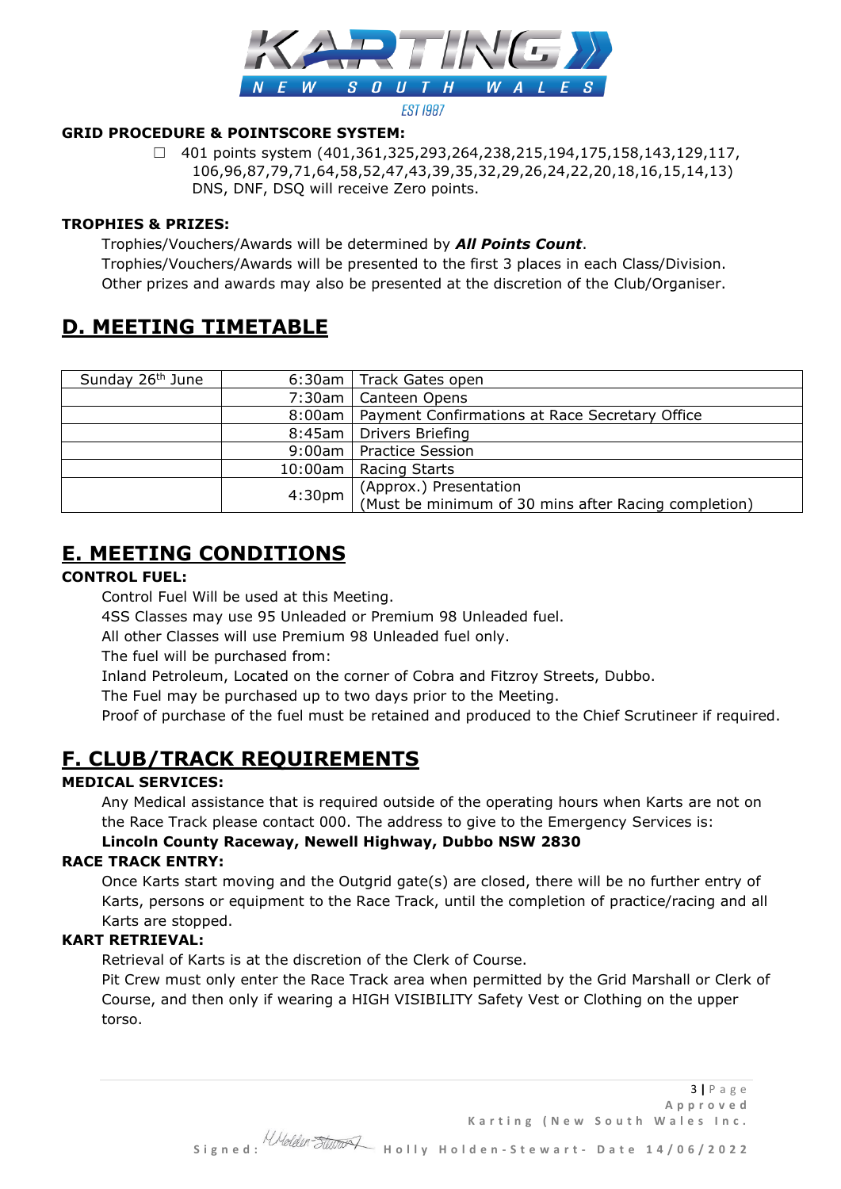**GRID PROCEDURE & POINTSCORE SYSTEM:**

- ☐ 401 points system (401,361,325,293,264,238,215,194,175,158,143,129,117, 106,96,87,79,71,64,58,52,47,43,39,35,32,29,26,24,22,20,18,16,15,14,13) DNS, DNF, DSQ will receive Zero points.

**TROPHIES & PRIZES:**

Trophies/Vouchers/Awards will be determined by ***All Points Count***.
Trophies/Vouchers/Awards will be presented to the first 3 places in each Class/Division.
Other prizes and awards may also be presented at the discretion of the Club/Organiser.

## D. MEETING TIMETABLE

| Sunday 26th June | 6:30am | Track Gates open |
|---|---|---|
| | 7:30am | Canteen Opens |
| | 8:00am | Payment Confirmations at Race Secretary Office |
| | 8:45am | Drivers Briefing |
| | 9:00am | Practice Session |
| | 10:00am | Racing Starts |
| | 4:30pm | (Approx.) Presentation (Must be minimum of 30 mins after Racing completion) |

## E. MEETING CONDITIONS

**CONTROL FUEL:**

Control Fuel Will be used at this Meeting.
4SS Classes may use 95 Unleaded or Premium 98 Unleaded fuel.
All other Classes will use Premium 98 Unleaded fuel only.
The fuel will be purchased from:
Inland Petroleum, Located on the corner of Cobra and Fitzroy Streets, Dubbo.
The Fuel may be purchased up to two days prior to the Meeting.
Proof of purchase of the fuel must be retained and produced to the Chief Scrutineer if required.

## F. CLUB/TRACK REQUIREMENTS

**MEDICAL SERVICES:**

Any Medical assistance that is required outside of the operating hours when Karts are not on the Race Track please contact 000. The address to give to the Emergency Services is:
**Lincoln County Raceway, Newell Highway, Dubbo NSW 2830**

**RACE TRACK ENTRY:**

Once Karts start moving and the Outgrid gate(s) are closed, there will be no further entry of Karts, persons or equipment to the Race Track, until the completion of practice/racing and all Karts are stopped.

**KART RETRIEVAL:**

Retrieval of Karts is at the discretion of the Clerk of Course.
Pit Crew must only enter the Race Track area when permitted by the Grid Marshall or Clerk of Course, and then only if wearing a HIGH VISIBILITY Safety Vest or Clothing on the upper torso.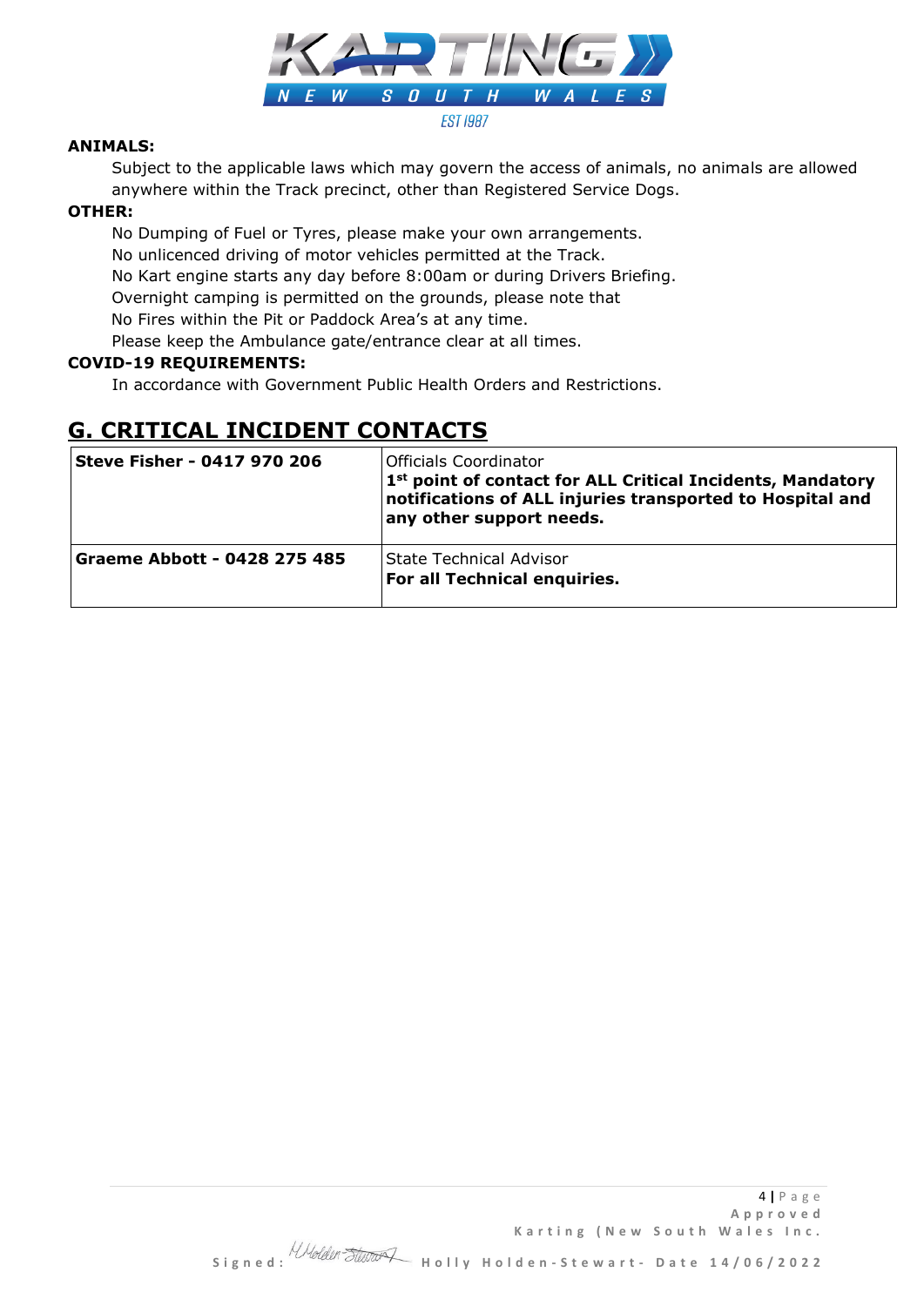**ANIMALS:**

Subject to the applicable laws which may govern the access of animals, no animals are allowed anywhere within the Track precinct, other than Registered Service Dogs.

**OTHER:**

No Dumping of Fuel or Tyres, please make your own arrangements.
No unlicenced driving of motor vehicles permitted at the Track.
No Kart engine starts any day before 8:00am or during Drivers Briefing.
Overnight camping is permitted on the grounds, please note that
No Fires within the Pit or Paddock Area's at any time.
Please keep the Ambulance gate/entrance clear at all times.

**COVID-19 REQUIREMENTS:**

In accordance with Government Public Health Orders and Restrictions.

## G. CRITICAL INCIDENT CONTACTS

| | |
|---|---|
| **Steve Fisher - 0417 970 206** | Officials Coordinator **1st point of contact for ALL Critical Incidents, Mandatory notifications of ALL injuries transported to Hospital and any other support needs.** |
| **Graeme Abbott - 0428 275 485** | State Technical Advisor **For all Technical enquiries.** |

Approved
Karting (New South Wales Inc.
Signed: Holly Holden-Stewart- Date 14/06/2022